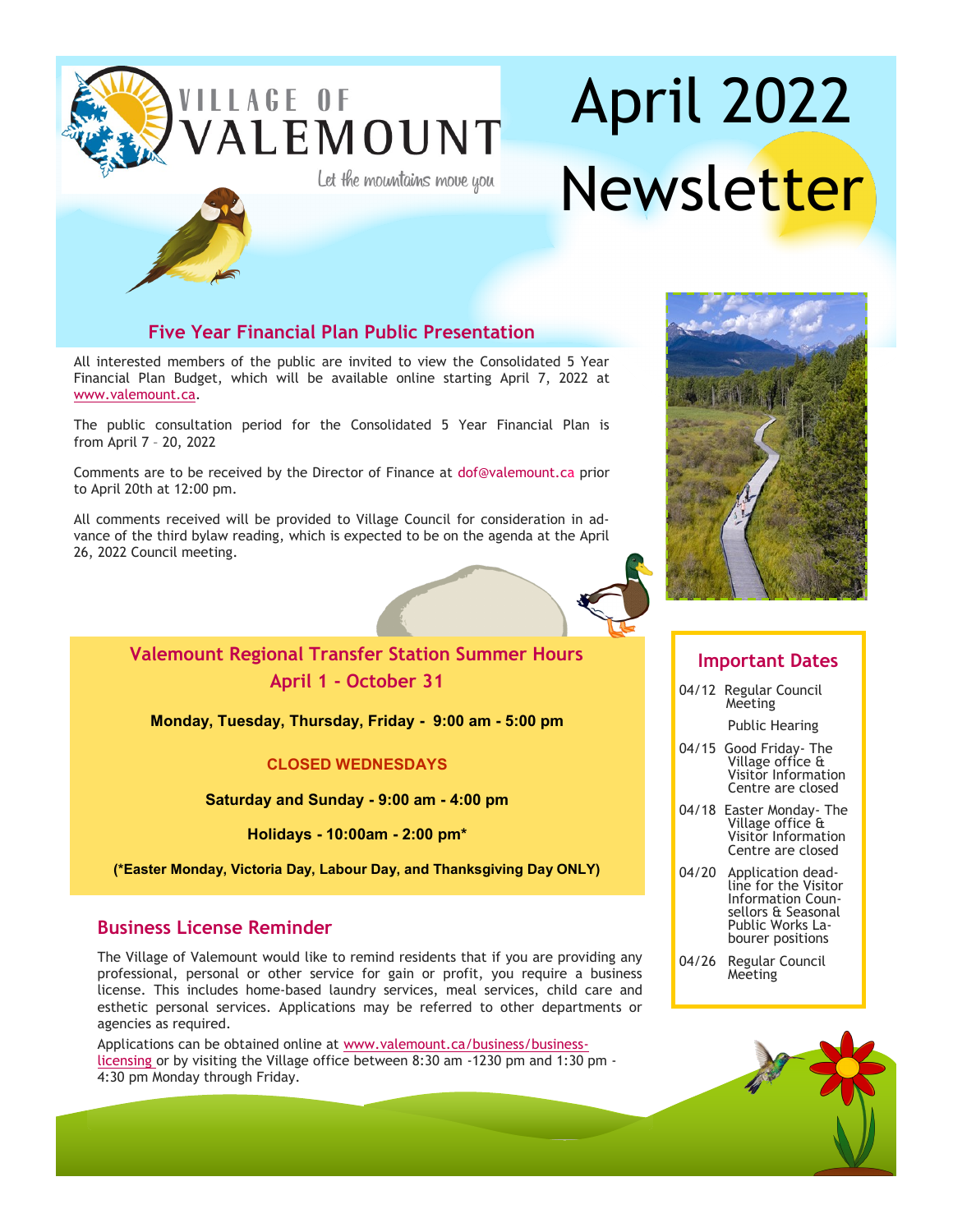Village of Valemount

*Let the mountains move you*

# April 2022 Newsletter

## Five Year Financial Plan Public Presentation

All interested members of the public are invited to view the Consolidated 5 Year Financial Plan Budget, which will be available online starting April 7, 2022 at www.valemount.ca.

The public consultation period for the Consolidated 5 Year Financial Plan is from April 7 – 20, 2022

Comments are to be received by the Director of Finance at dof@valemount.ca prior to April 20th at 12:00 pm.

All comments received will be provided to Village Council for consideration in advance of the third bylaw reading, which is expected to be on the agenda at the April 26, 2022 Council meeting.

## Valemount Regional Transfer Station Summer Hours April 1 - October 31

**Monday, Tuesday, Thursday, Friday - 9:00 am - 5:00 pm**

**CLOSED WEDNESDAYS**

**Saturday and Sunday - 9:00 am - 4:00 pm**

**Holidays - 10:00am - 2:00 pm***

**(*Easter Monday, Victoria Day, Labour Day, and Thanksgiving Day ONLY)**

## Business License Reminder

The Village of Valemount would like to remind residents that if you are providing any professional, personal or other service for gain or profit, you require a business license. This includes home-based laundry services, meal services, child care and esthetic personal services. Applications may be referred to other departments or agencies as required.

Applications can be obtained online at www.valemount.ca/business/business-licensing or by visiting the Village office between 8:30 am -1230 pm and 1:30 pm - 4:30 pm Monday through Friday.

## Important Dates

- 04/12 Regular Council Meeting
  Public Hearing
- 04/15 Good Friday- The Village office & Visitor Information Centre are closed
- 04/18 Easter Monday- The Village office & Visitor Information Centre are closed
- 04/20 Application deadline for the Visitor Information Counsellors & Seasonal Public Works Labourer positions
- 04/26 Regular Council Meeting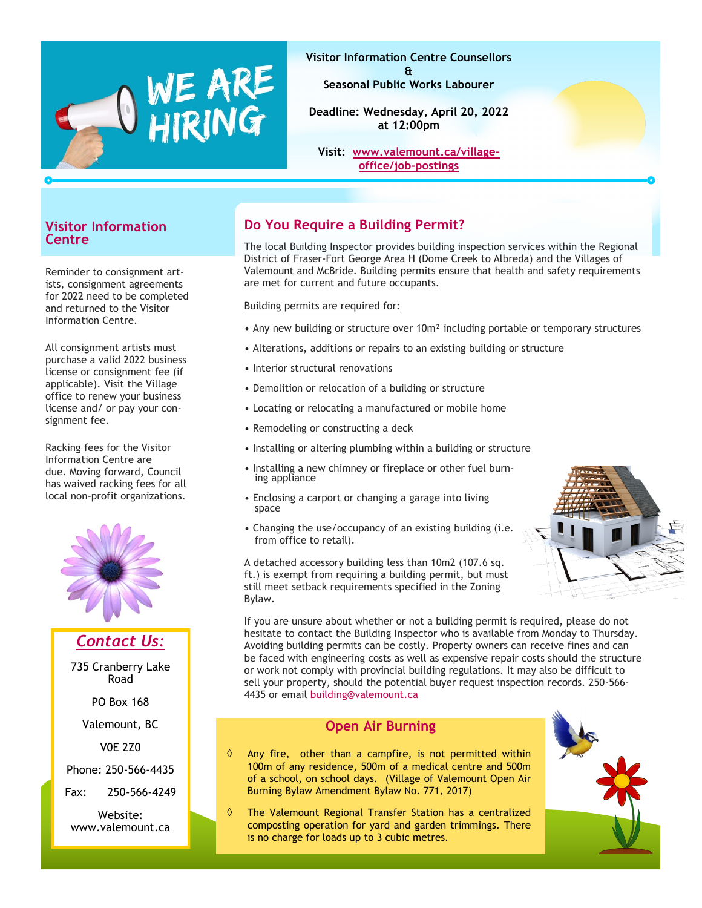# WE ARE HIRING

**Visitor Information Centre Counsellors**
**&**
**Seasonal Public Works Labourer**

**Deadline: Wednesday, April 20, 2022 at 12:00pm**

**Visit: www.valemount.ca/village-office/job-postings**

## Visitor Information Centre

Reminder to consignment artists, consignment agreements for 2022 need to be completed and returned to the Visitor Information Centre.

All consignment artists must purchase a valid 2022 business license or consignment fee (if applicable). Visit the Village office to renew your business license and/ or pay your consignment fee.

Racking fees for the Visitor Information Centre are due. Moving forward, Council has waived racking fees for all local non-profit organizations.

## Contact Us:

735 Cranberry Lake Road

PO Box 168

Valemount, BC

V0E 2Z0

Phone: 250-566-4435

Fax: 250-566-4249

Website: www.valemount.ca

## Do You Require a Building Permit?

The local Building Inspector provides building inspection services within the Regional District of Fraser-Fort George Area H (Dome Creek to Albreda) and the Villages of Valemount and McBride. Building permits ensure that health and safety requirements are met for current and future occupants.

Building permits are required for:

- Any new building or structure over 10m² including portable or temporary structures
- Alterations, additions or repairs to an existing building or structure
- Interior structural renovations
- Demolition or relocation of a building or structure
- Locating or relocating a manufactured or mobile home
- Remodeling or constructing a deck
- Installing or altering plumbing within a building or structure
- Installing a new chimney or fireplace or other fuel burning appliance
- Enclosing a carport or changing a garage into living space
- Changing the use/occupancy of an existing building (i.e. from office to retail).

A detached accessory building less than 10m2 (107.6 sq. ft.) is exempt from requiring a building permit, but must still meet setback requirements specified in the Zoning Bylaw.

If you are unsure about whether or not a building permit is required, please do not hesitate to contact the Building Inspector who is available from Monday to Thursday. Avoiding building permits can be costly. Property owners can receive fines and can be faced with engineering costs as well as expensive repair costs should the structure or work not comply with provincial building regulations. It may also be difficult to sell your property, should the potential buyer request inspection records. 250-566-4435 or email building@valemount.ca

## Open Air Burning

- Any fire, other than a campfire, is not permitted within 100m of any residence, 500m of a medical centre and 500m of a school, on school days. (Village of Valemount Open Air Burning Bylaw Amendment Bylaw No. 771, 2017)
- The Valemount Regional Transfer Station has a centralized composting operation for yard and garden trimmings. There is no charge for loads up to 3 cubic metres.